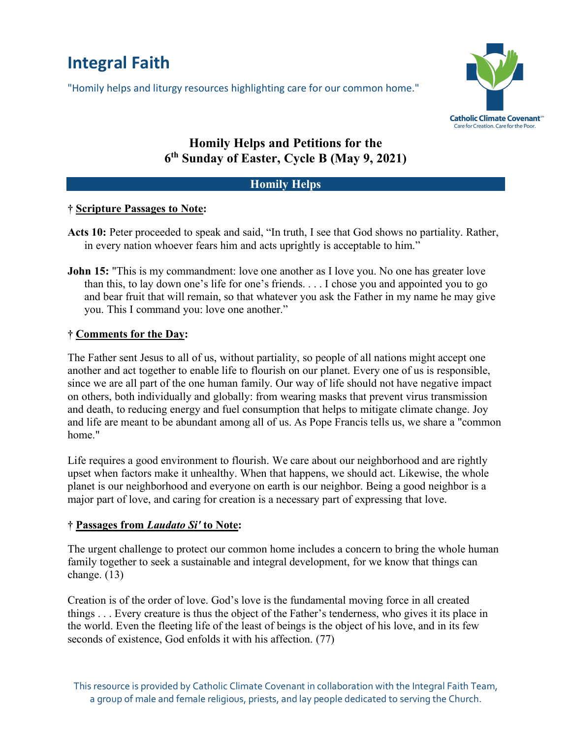# Integral Faith

"Homily helps and liturgy resources highlighting care for our common home."

Catholic Climate Covenant
Care for Creation. Care for the Poor.

## Homily Helps and Petitions for the 6th Sunday of Easter, Cycle B (May 9, 2021)

### Homily Helps

**† Scripture Passages to Note:**

**Acts 10:** Peter proceeded to speak and said, "In truth, I see that God shows no partiality. Rather, in every nation whoever fears him and acts uprightly is acceptable to him."

**John 15:** "This is my commandment: love one another as I love you. No one has greater love than this, to lay down one's life for one's friends. . . . I chose you and appointed you to go and bear fruit that will remain, so that whatever you ask the Father in my name he may give you. This I command you: love one another."

**† Comments for the Day:**

The Father sent Jesus to all of us, without partiality, so people of all nations might accept one another and act together to enable life to flourish on our planet. Every one of us is responsible, since we are all part of the one human family. Our way of life should not have negative impact on others, both individually and globally: from wearing masks that prevent virus transmission and death, to reducing energy and fuel consumption that helps to mitigate climate change. Joy and life are meant to be abundant among all of us. As Pope Francis tells us, we share a "common home."

Life requires a good environment to flourish. We care about our neighborhood and are rightly upset when factors make it unhealthy. When that happens, we should act. Likewise, the whole planet is our neighborhood and everyone on earth is our neighbor. Being a good neighbor is a major part of love, and caring for creation is a necessary part of expressing that love.

**† Passages from *Laudato Si'* to Note:**

The urgent challenge to protect our common home includes a concern to bring the whole human family together to seek a sustainable and integral development, for we know that things can change. (13)

Creation is of the order of love. God's love is the fundamental moving force in all created things . . . Every creature is thus the object of the Father's tenderness, who gives it its place in the world. Even the fleeting life of the least of beings is the object of his love, and in its few seconds of existence, God enfolds it with his affection. (77)

This resource is provided by Catholic Climate Covenant in collaboration with the Integral Faith Team, a group of male and female religious, priests, and lay people dedicated to serving the Church.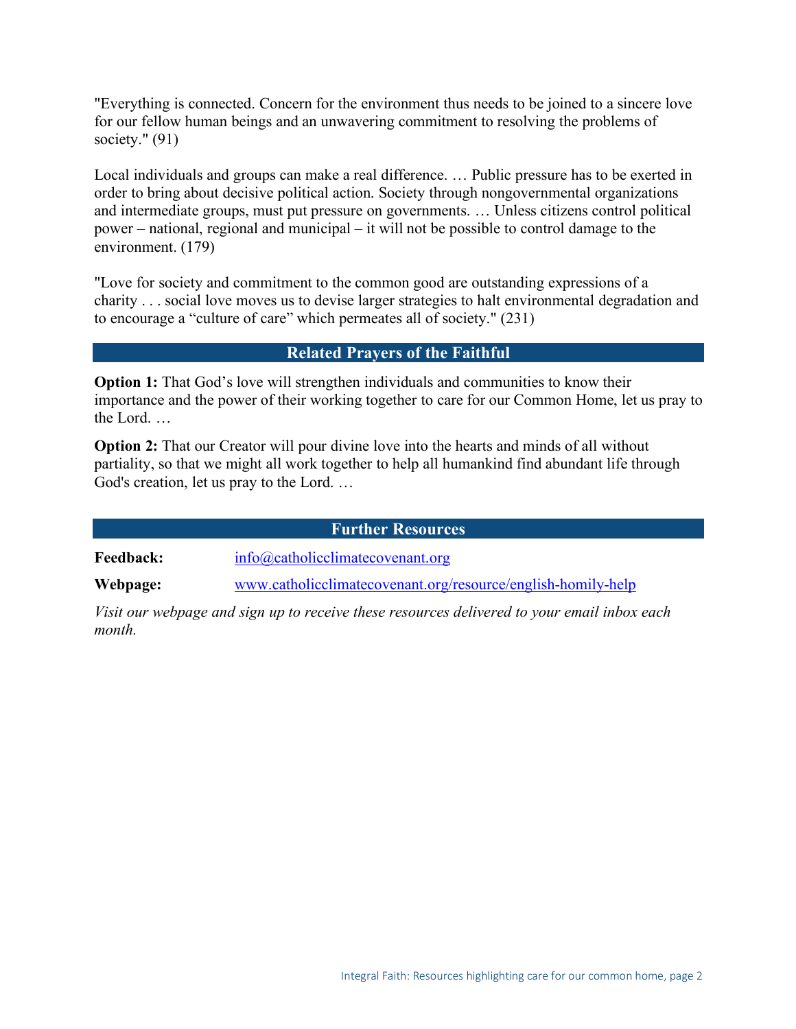"Everything is connected. Concern for the environment thus needs to be joined to a sincere love for our fellow human beings and an unwavering commitment to resolving the problems of society." (91)

Local individuals and groups can make a real difference. … Public pressure has to be exerted in order to bring about decisive political action. Society through nongovernmental organizations and intermediate groups, must put pressure on governments. … Unless citizens control political power – national, regional and municipal – it will not be possible to control damage to the environment. (179)

"Love for society and commitment to the common good are outstanding expressions of a charity . . . social love moves us to devise larger strategies to halt environmental degradation and to encourage a "culture of care" which permeates all of society." (231)

## Related Prayers of the Faithful

**Option 1:** That God's love will strengthen individuals and communities to know their importance and the power of their working together to care for our Common Home, let us pray to the Lord. …

**Option 2:** That our Creator will pour divine love into the hearts and minds of all without partiality, so that we might all work together to help all humankind find abundant life through God's creation, let us pray to the Lord. …

## Further Resources

**Feedback:** info@catholicclimatecovenant.org

**Webpage:** www.catholicclimatecovenant.org/resource/english-homily-help

*Visit our webpage and sign up to receive these resources delivered to your email inbox each month.*